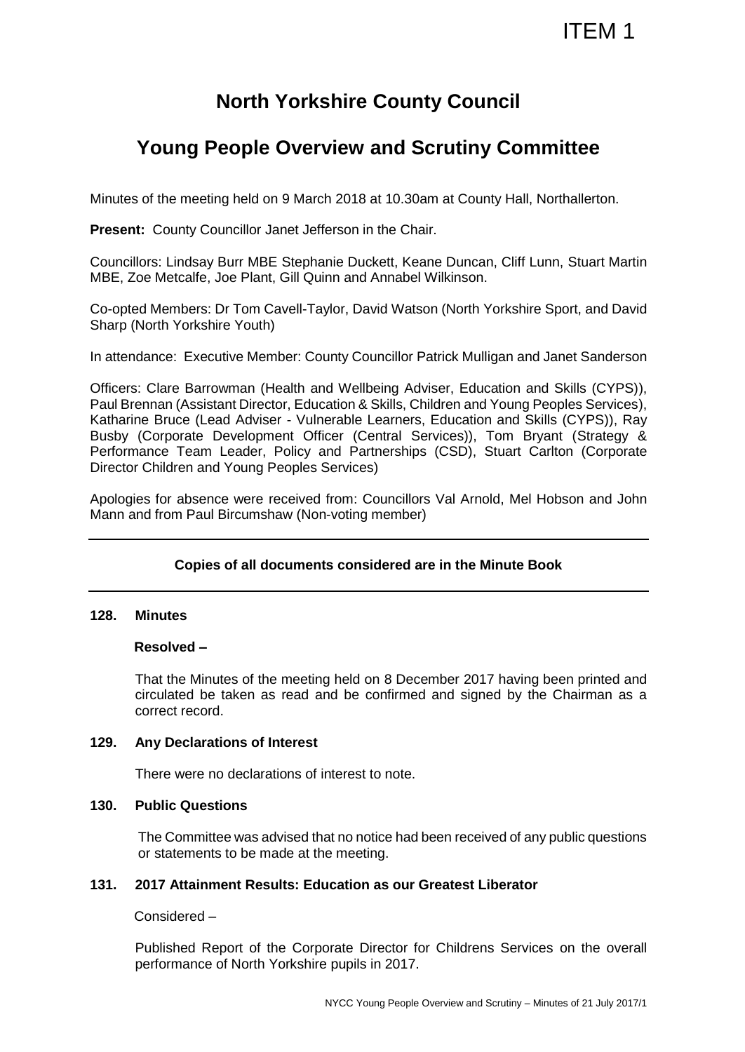ITEM 1

# North Yorkshire County Council

## Young People Overview and Scrutiny Committee

Minutes of the meeting held on 9 March 2018 at 10.30am at County Hall, Northallerton.

**Present:** County Councillor Janet Jefferson in the Chair.

Councillors: Lindsay Burr MBE Stephanie Duckett, Keane Duncan, Cliff Lunn, Stuart Martin MBE, Zoe Metcalfe, Joe Plant, Gill Quinn and Annabel Wilkinson.

Co-opted Members: Dr Tom Cavell-Taylor, David Watson (North Yorkshire Sport, and David Sharp (North Yorkshire Youth)

In attendance: Executive Member: County Councillor Patrick Mulligan and Janet Sanderson

Officers: Clare Barrowman (Health and Wellbeing Adviser, Education and Skills (CYPS)), Paul Brennan (Assistant Director, Education & Skills, Children and Young Peoples Services), Katharine Bruce (Lead Adviser - Vulnerable Learners, Education and Skills (CYPS)), Ray Busby (Corporate Development Officer (Central Services)), Tom Bryant (Strategy & Performance Team Leader, Policy and Partnerships (CSD), Stuart Carlton (Corporate Director Children and Young Peoples Services)

Apologies for absence were received from: Councillors Val Arnold, Mel Hobson and John Mann and from Paul Bircumshaw (Non-voting member)

---

**Copies of all documents considered are in the Minute Book**

---

**128. Minutes**

**Resolved –**

That the Minutes of the meeting held on 8 December 2017 having been printed and circulated be taken as read and be confirmed and signed by the Chairman as a correct record.

**129. Any Declarations of Interest**

There were no declarations of interest to note.

**130. Public Questions**

The Committee was advised that no notice had been received of any public questions or statements to be made at the meeting.

**131. 2017 Attainment Results: Education as our Greatest Liberator**

Considered –

Published Report of the Corporate Director for Childrens Services on the overall performance of North Yorkshire pupils in 2017.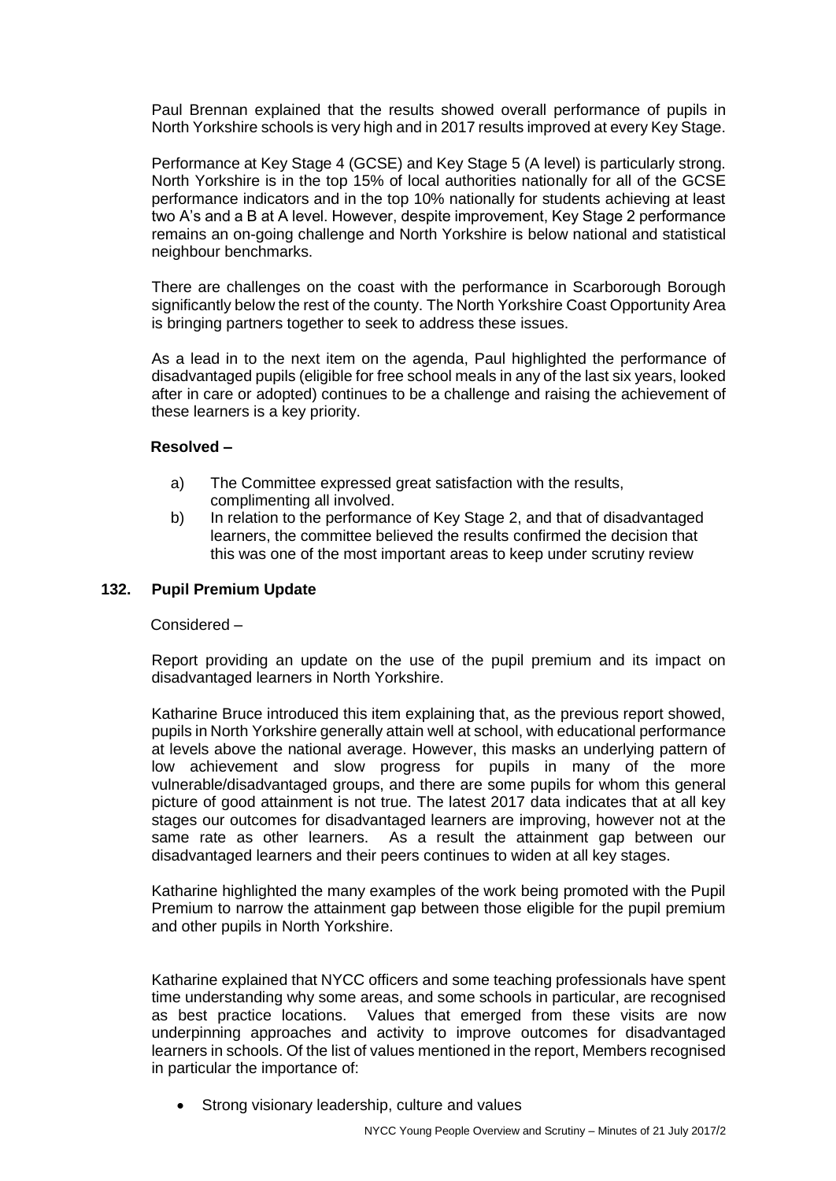Paul Brennan explained that the results showed overall performance of pupils in North Yorkshire schools is very high and in 2017 results improved at every Key Stage.

Performance at Key Stage 4 (GCSE) and Key Stage 5 (A level) is particularly strong. North Yorkshire is in the top 15% of local authorities nationally for all of the GCSE performance indicators and in the top 10% nationally for students achieving at least two A's and a B at A level. However, despite improvement, Key Stage 2 performance remains an on-going challenge and North Yorkshire is below national and statistical neighbour benchmarks.

There are challenges on the coast with the performance in Scarborough Borough significantly below the rest of the county. The North Yorkshire Coast Opportunity Area is bringing partners together to seek to address these issues.

As a lead in to the next item on the agenda, Paul highlighted the performance of disadvantaged pupils (eligible for free school meals in any of the last six years, looked after in care or adopted) continues to be a challenge and raising the achievement of these learners is a key priority.

**Resolved –**

a) The Committee expressed great satisfaction with the results, complimenting all involved.

b) In relation to the performance of Key Stage 2, and that of disadvantaged learners, the committee believed the results confirmed the decision that this was one of the most important areas to keep under scrutiny review

## 132. Pupil Premium Update

Considered –

Report providing an update on the use of the pupil premium and its impact on disadvantaged learners in North Yorkshire.

Katharine Bruce introduced this item explaining that, as the previous report showed, pupils in North Yorkshire generally attain well at school, with educational performance at levels above the national average. However, this masks an underlying pattern of low achievement and slow progress for pupils in many of the more vulnerable/disadvantaged groups, and there are some pupils for whom this general picture of good attainment is not true. The latest 2017 data indicates that at all key stages our outcomes for disadvantaged learners are improving, however not at the same rate as other learners. As a result the attainment gap between our disadvantaged learners and their peers continues to widen at all key stages.

Katharine highlighted the many examples of the work being promoted with the Pupil Premium to narrow the attainment gap between those eligible for the pupil premium and other pupils in North Yorkshire.

Katharine explained that NYCC officers and some teaching professionals have spent time understanding why some areas, and some schools in particular, are recognised as best practice locations. Values that emerged from these visits are now underpinning approaches and activity to improve outcomes for disadvantaged learners in schools. Of the list of values mentioned in the report, Members recognised in particular the importance of:

- Strong visionary leadership, culture and values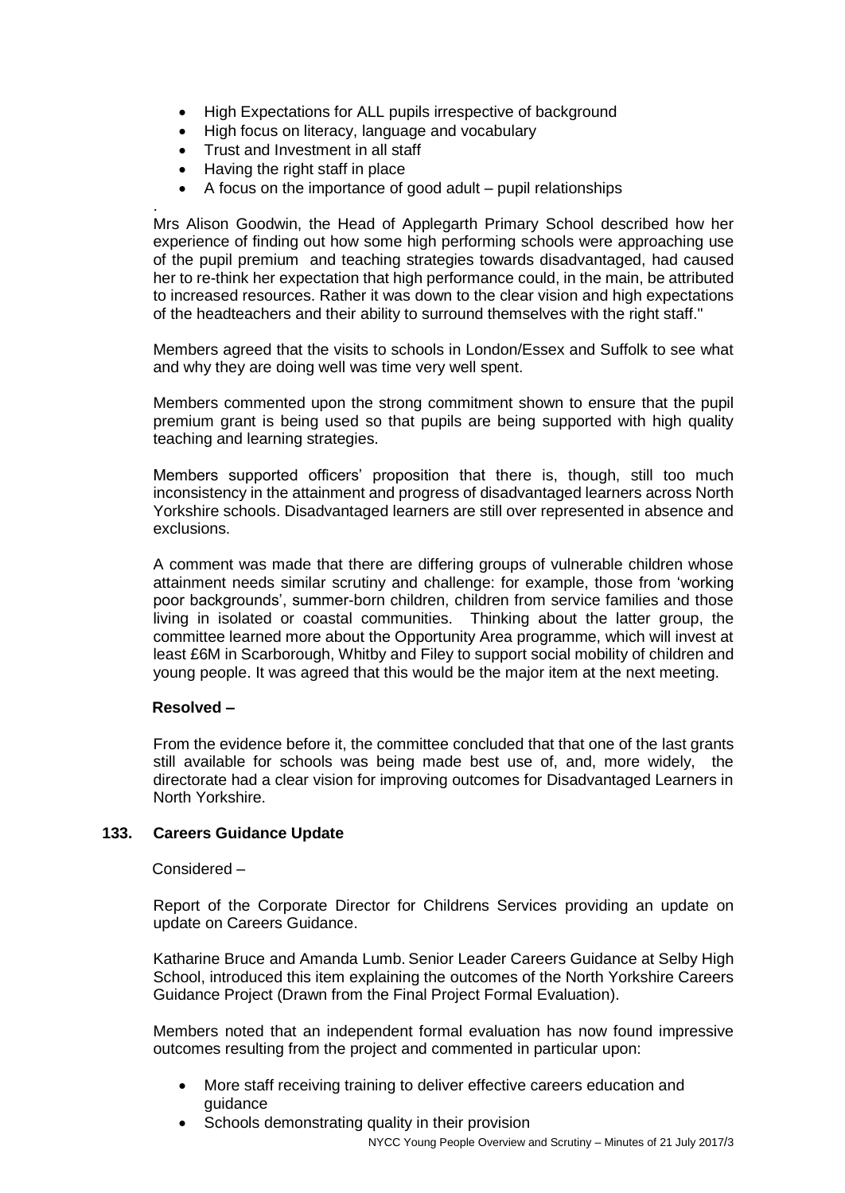- High Expectations for ALL pupils irrespective of background
- High focus on literacy, language and vocabulary
- Trust and Investment in all staff
- Having the right staff in place
- A focus on the importance of good adult – pupil relationships

.

Mrs Alison Goodwin, the Head of Applegarth Primary School described how her experience of finding out how some high performing schools were approaching use of the pupil premium and teaching strategies towards disadvantaged, had caused her to re-think her expectation that high performance could, in the main, be attributed to increased resources. Rather it was down to the clear vision and high expectations of the headteachers and their ability to surround themselves with the right staff."

Members agreed that the visits to schools in London/Essex and Suffolk to see what and why they are doing well was time very well spent.

Members commented upon the strong commitment shown to ensure that the pupil premium grant is being used so that pupils are being supported with high quality teaching and learning strategies.

Members supported officers' proposition that there is, though, still too much inconsistency in the attainment and progress of disadvantaged learners across North Yorkshire schools. Disadvantaged learners are still over represented in absence and exclusions.

A comment was made that there are differing groups of vulnerable children whose attainment needs similar scrutiny and challenge: for example, those from 'working poor backgrounds', summer-born children, children from service families and those living in isolated or coastal communities. Thinking about the latter group, the committee learned more about the Opportunity Area programme, which will invest at least £6M in Scarborough, Whitby and Filey to support social mobility of children and young people. It was agreed that this would be the major item at the next meeting.

**Resolved –**

From the evidence before it, the committee concluded that that one of the last grants still available for schools was being made best use of, and, more widely, the directorate had a clear vision for improving outcomes for Disadvantaged Learners in North Yorkshire.

### 133. Careers Guidance Update

Considered –

Report of the Corporate Director for Childrens Services providing an update on update on Careers Guidance.

Katharine Bruce and Amanda Lumb. Senior Leader Careers Guidance at Selby High School, introduced this item explaining the outcomes of the North Yorkshire Careers Guidance Project (Drawn from the Final Project Formal Evaluation).

Members noted that an independent formal evaluation has now found impressive outcomes resulting from the project and commented in particular upon:

- More staff receiving training to deliver effective careers education and guidance
- Schools demonstrating quality in their provision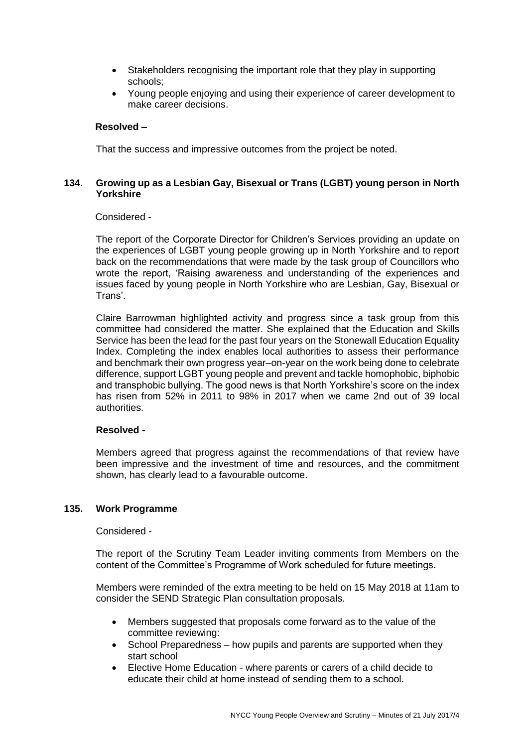- Stakeholders recognising the important role that they play in supporting schools;
- Young people enjoying and using their experience of career development to make career decisions.

**Resolved –**

That the success and impressive outcomes from the project be noted.

### 134. Growing up as a Lesbian Gay, Bisexual or Trans (LGBT) young person in North Yorkshire

Considered -

The report of the Corporate Director for Children's Services providing an update on the experiences of LGBT young people growing up in North Yorkshire and to report back on the recommendations that were made by the task group of Councillors who wrote the report, 'Raising awareness and understanding of the experiences and issues faced by young people in North Yorkshire who are Lesbian, Gay, Bisexual or Trans'.

Claire Barrowman highlighted activity and progress since a task group from this committee had considered the matter. She explained that the Education and Skills Service has been the lead for the past four years on the Stonewall Education Equality Index. Completing the index enables local authorities to assess their performance and benchmark their own progress year–on-year on the work being done to celebrate difference, support LGBT young people and prevent and tackle homophobic, biphobic and transphobic bullying. The good news is that North Yorkshire's score on the index has risen from 52% in 2011 to 98% in 2017 when we came 2nd out of 39 local authorities.

**Resolved -**

Members agreed that progress against the recommendations of that review have been impressive and the investment of time and resources, and the commitment shown, has clearly lead to a favourable outcome.

### 135. Work Programme

Considered -

The report of the Scrutiny Team Leader inviting comments from Members on the content of the Committee's Programme of Work scheduled for future meetings.

Members were reminded of the extra meeting to be held on 15 May 2018 at 11am to consider the SEND Strategic Plan consultation proposals.

- Members suggested that proposals come forward as to the value of the committee reviewing:
- School Preparedness – how pupils and parents are supported when they start school
- Elective Home Education - where parents or carers of a child decide to educate their child at home instead of sending them to a school.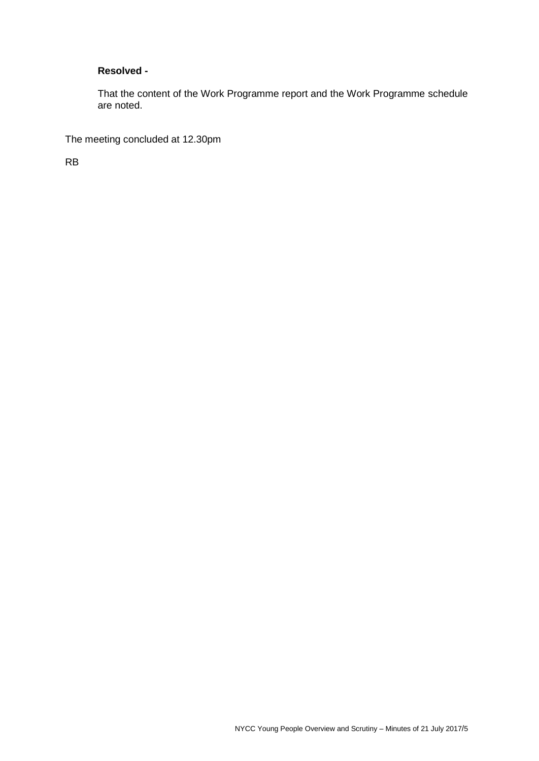**Resolved -**

That the content of the Work Programme report and the Work Programme schedule are noted.

The meeting concluded at 12.30pm

RB